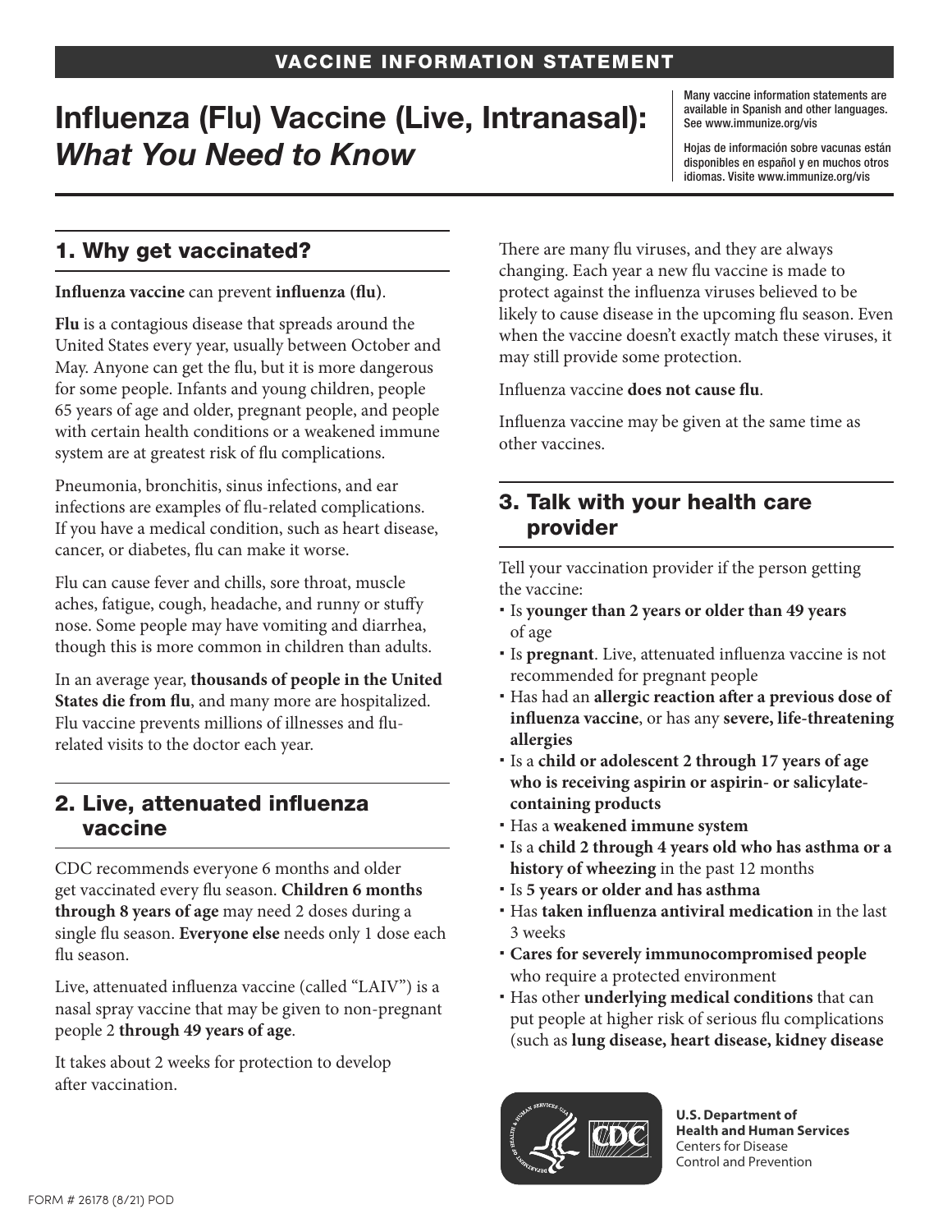VACCINE INFORMATION STATEMENT

# Influenza (Flu) Vaccine (Live, Intranasal): *What You Need to Know*

Many vaccine information statements are available in Spanish and other languages. See www.immunize.org/vis

Hojas de información sobre vacunas están disponibles en español y en muchos otros idiomas. Visite www.immunize.org/vis

## 1. Why get vaccinated?

**Influenza vaccine** can prevent **influenza (flu)**.

**Flu** is a contagious disease that spreads around the United States every year, usually between October and May. Anyone can get the flu, but it is more dangerous for some people. Infants and young children, people 65 years of age and older, pregnant people, and people with certain health conditions or a weakened immune system are at greatest risk of flu complications.

Pneumonia, bronchitis, sinus infections, and ear infections are examples of flu-related complications. If you have a medical condition, such as heart disease, cancer, or diabetes, flu can make it worse.

Flu can cause fever and chills, sore throat, muscle aches, fatigue, cough, headache, and runny or stuffy nose. Some people may have vomiting and diarrhea, though this is more common in children than adults.

In an average year, **thousands of people in the United States die from flu**, and many more are hospitalized. Flu vaccine prevents millions of illnesses and flu-related visits to the doctor each year.

## 2. Live, attenuated influenza vaccine

CDC recommends everyone 6 months and older get vaccinated every flu season. **Children 6 months through 8 years of age** may need 2 doses during a single flu season. **Everyone else** needs only 1 dose each flu season.

Live, attenuated influenza vaccine (called "LAIV") is a nasal spray vaccine that may be given to non-pregnant people 2 **through 49 years of age**.

It takes about 2 weeks for protection to develop after vaccination.

There are many flu viruses, and they are always changing. Each year a new flu vaccine is made to protect against the influenza viruses believed to be likely to cause disease in the upcoming flu season. Even when the vaccine doesn't exactly match these viruses, it may still provide some protection.

Influenza vaccine **does not cause flu**.

Influenza vaccine may be given at the same time as other vaccines.

## 3. Talk with your health care provider

Tell your vaccination provider if the person getting the vaccine:

- Is **younger than 2 years or older than 49 years** of age
- Is **pregnant**. Live, attenuated influenza vaccine is not recommended for pregnant people
- Has had an **allergic reaction after a previous dose of influenza vaccine**, or has any **severe, life-threatening allergies**
- Is a **child or adolescent 2 through 17 years of age who is receiving aspirin or aspirin- or salicylate-containing products**
- Has a **weakened immune system**
- Is a **child 2 through 4 years old who has asthma or a history of wheezing** in the past 12 months
- Is **5 years or older and has asthma**
- Has **taken influenza antiviral medication** in the last 3 weeks
- **Cares for severely immunocompromised people** who require a protected environment
- Has other **underlying medical conditions** that can put people at higher risk of serious flu complications (such as **lung disease, heart disease, kidney disease**

**U.S. Department of Health and Human Services**
Centers for Disease Control and Prevention

FORM # 26178 (8/21) POD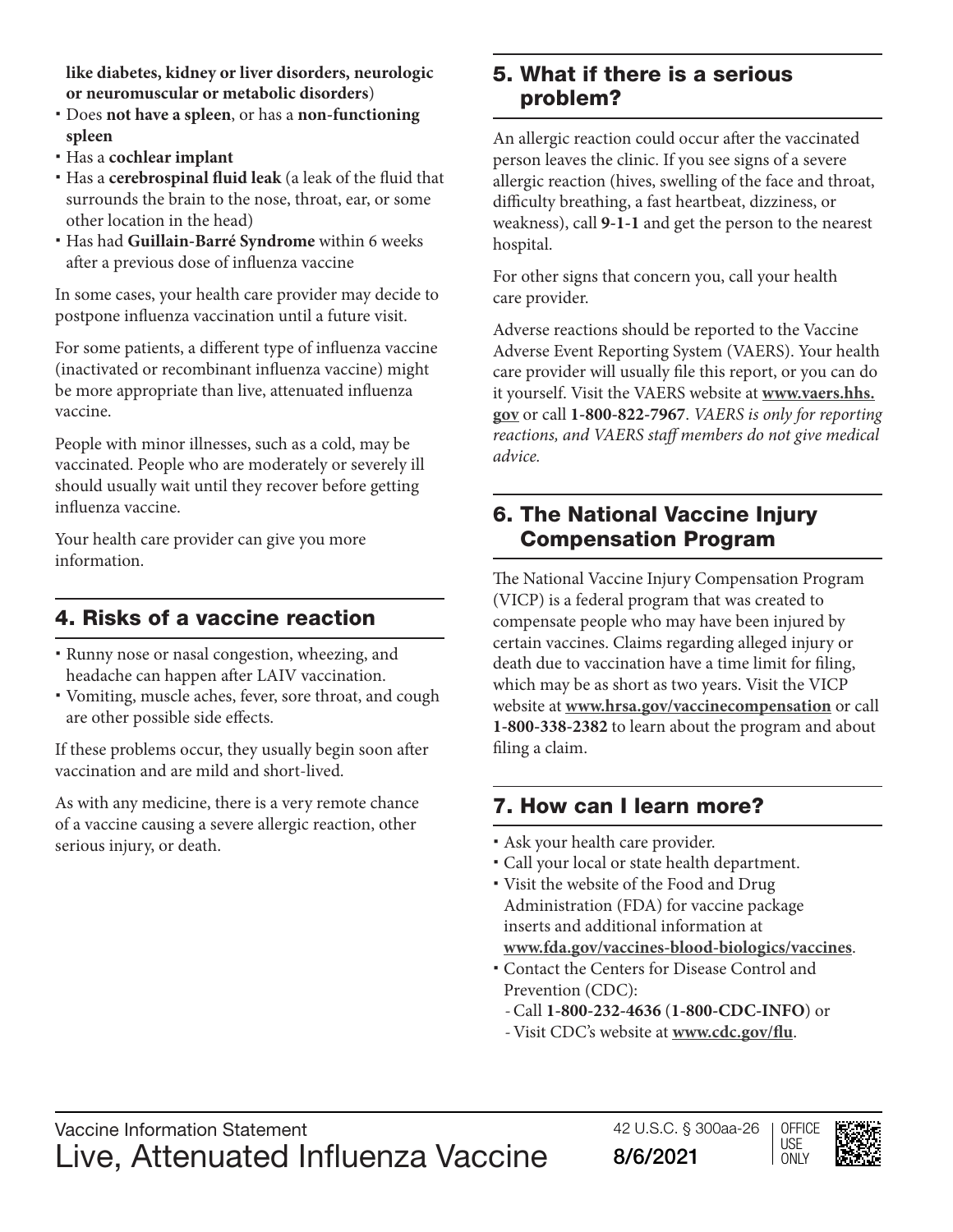**like diabetes, kidney or liver disorders, neurologic or neuromuscular or metabolic disorders**)
- Does **not have a spleen**, or has a **non-functioning spleen**
- Has a **cochlear implant**
- Has a **cerebrospinal fluid leak** (a leak of the fluid that surrounds the brain to the nose, throat, ear, or some other location in the head)
- Has had **Guillain-Barré Syndrome** within 6 weeks after a previous dose of influenza vaccine

In some cases, your health care provider may decide to postpone influenza vaccination until a future visit.

For some patients, a different type of influenza vaccine (inactivated or recombinant influenza vaccine) might be more appropriate than live, attenuated influenza vaccine.

People with minor illnesses, such as a cold, may be vaccinated. People who are moderately or severely ill should usually wait until they recover before getting influenza vaccine.

Your health care provider can give you more information.

## 4. Risks of a vaccine reaction

- Runny nose or nasal congestion, wheezing, and headache can happen after LAIV vaccination.
- Vomiting, muscle aches, fever, sore throat, and cough are other possible side effects.

If these problems occur, they usually begin soon after vaccination and are mild and short-lived.

As with any medicine, there is a very remote chance of a vaccine causing a severe allergic reaction, other serious injury, or death.

## 5. What if there is a serious problem?

An allergic reaction could occur after the vaccinated person leaves the clinic. If you see signs of a severe allergic reaction (hives, swelling of the face and throat, difficulty breathing, a fast heartbeat, dizziness, or weakness), call **9-1-1** and get the person to the nearest hospital.

For other signs that concern you, call your health care provider.

Adverse reactions should be reported to the Vaccine Adverse Event Reporting System (VAERS). Your health care provider will usually file this report, or you can do it yourself. Visit the VAERS website at **www.vaers.hhs.gov** or call **1-800-822-7967**. *VAERS is only for reporting reactions, and VAERS staff members do not give medical advice.*

## 6. The National Vaccine Injury Compensation Program

The National Vaccine Injury Compensation Program (VICP) is a federal program that was created to compensate people who may have been injured by certain vaccines. Claims regarding alleged injury or death due to vaccination have a time limit for filing, which may be as short as two years. Visit the VICP website at **www.hrsa.gov/vaccinecompensation** or call **1-800-338-2382** to learn about the program and about filing a claim.

## 7. How can I learn more?

- Ask your health care provider.
- Call your local or state health department.
- Visit the website of the Food and Drug Administration (FDA) for vaccine package inserts and additional information at **www.fda.gov/vaccines-blood-biologics/vaccines**.
- Contact the Centers for Disease Control and Prevention (CDC):
  - Call **1-800-232-4636** (**1-800-CDC-INFO**) or
  - Visit CDC's website at **www.cdc.gov/flu**.

Vaccine Information Statement
Live, Attenuated Influenza Vaccine

42 U.S.C. § 300aa-26
**8/6/2021**

OFFICE USE ONLY